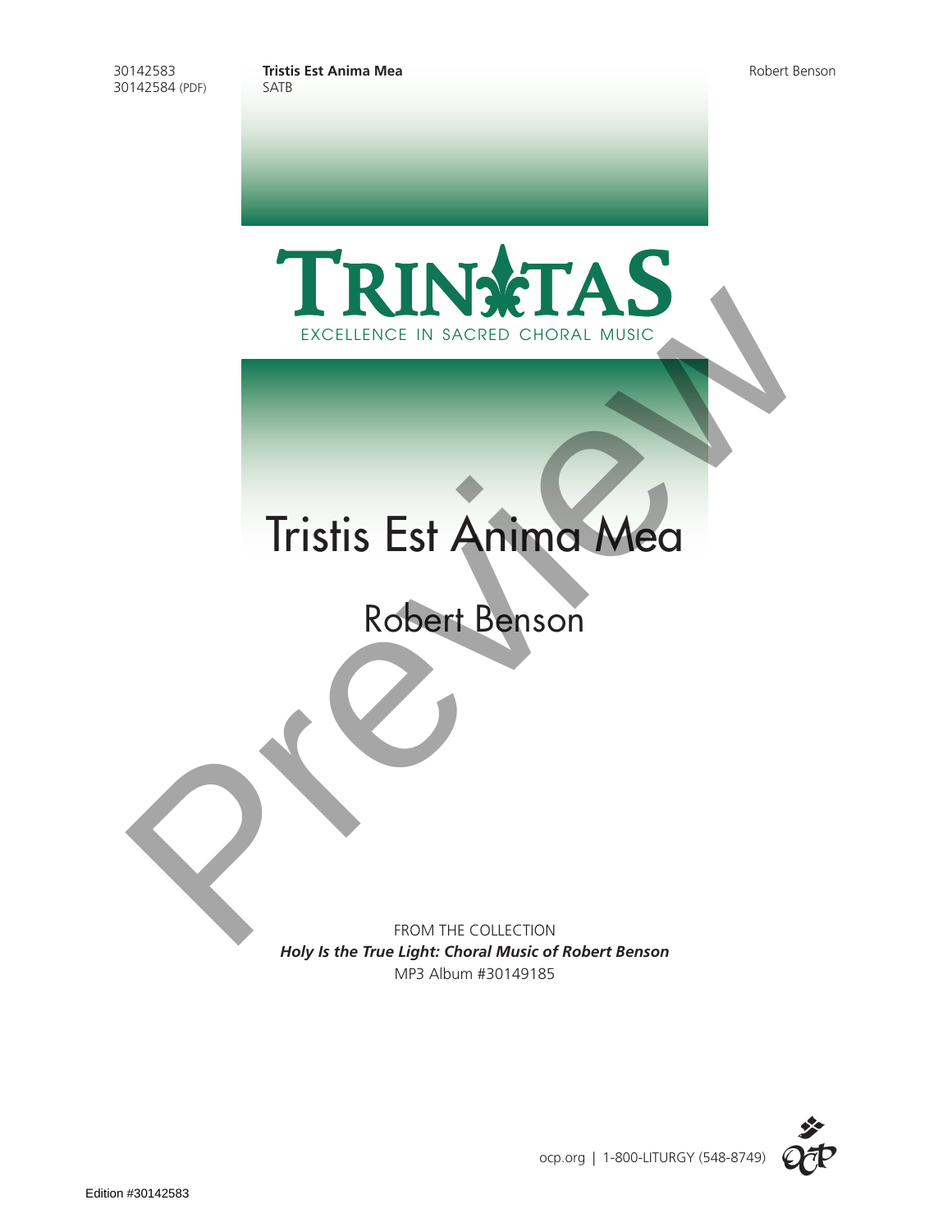30142583
30142584 (PDF)

**Tristis Est Anima Mea**
SATB

Robert Benson

TRINITAS
EXCELLENCE IN SACRED CHORAL MUSIC

# Tristis Est Anima Mea

## Robert Benson

FROM THE COLLECTION
***Holy Is the True Light: Choral Music of Robert Benson***
MP3 Album #30149185

ocp.org | 1-800-LITURGY (548-8749)

Edition #30142583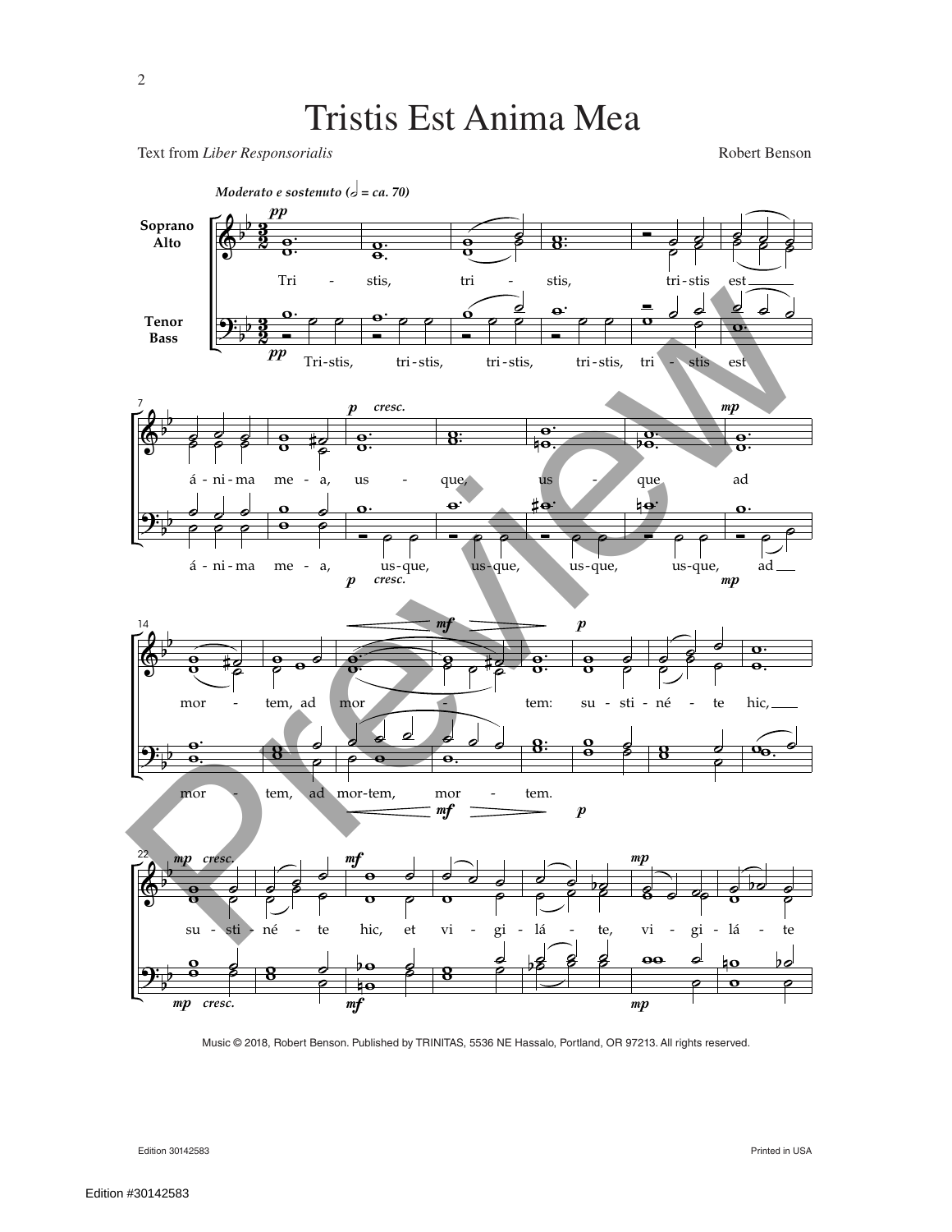# Tristis Est Anima Mea

Text from *Liber Responsorialis*

Robert Benson

*Moderato e sostenuto* (𝅗𝅥 = ca. 70)

Music © 2018, Robert Benson. Published by TRINITAS, 5536 NE Hassalo, Portland, OR 97213. All rights reserved.

Edition 30142583

Printed in USA

Edition #30142583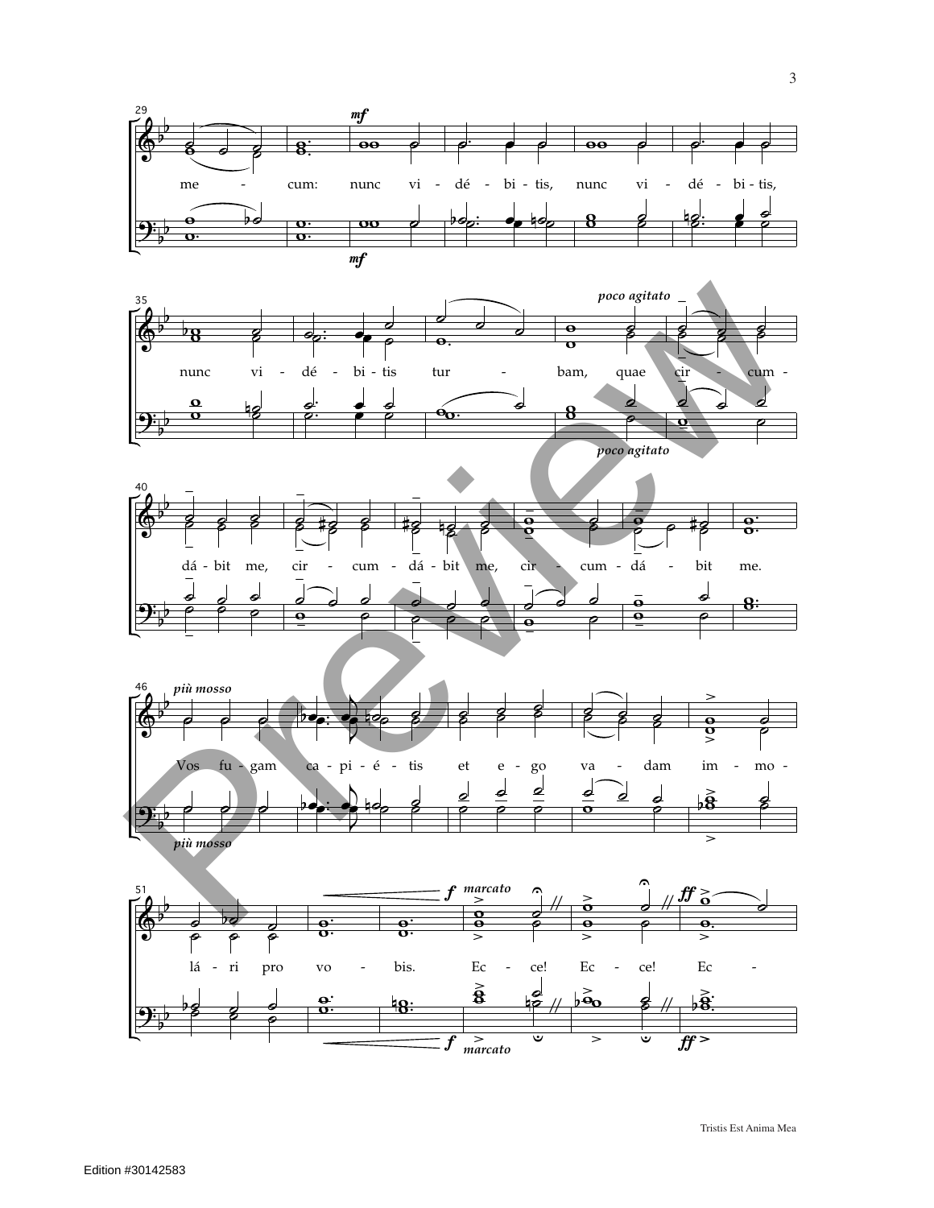29

*mf*

me - cum: nunc vi - dé - bi - tis, nunc vi - dé - bi - tis,

*mf*

35

*poco agitato*

nunc vi - dé - bi - tis tur - bam, quae cir - cum -

*poco agitato*

40

dá - bit me, cir - cum - dá - bit me, cir - cum - dá - bit me.

46

*più mosso*

Vos fu - gam ca - pi - é - tis et e - go va - dam im - mo -

*più mosso*

51

*f* *marcato* *ff*

lá - ri pro vo - bis. Ec - ce! Ec - ce! Ec -

*f* *marcato* *ff*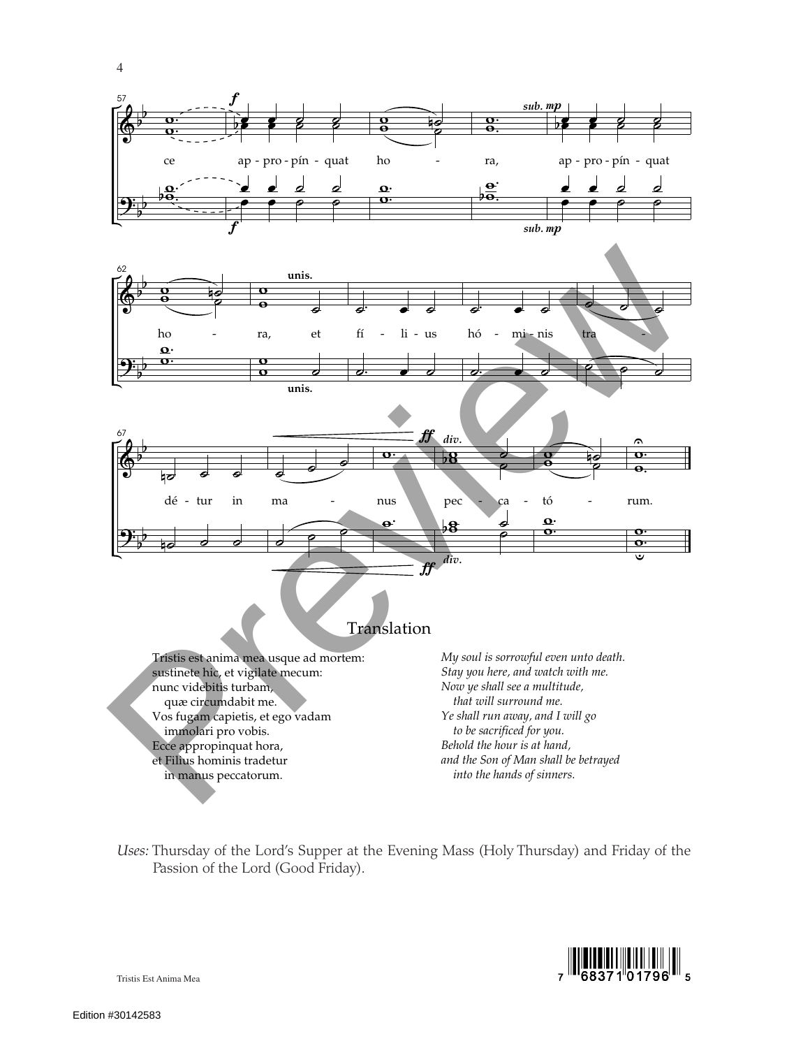## Translation

Tristis est anima mea usque ad mortem:
sustinete hic, et vigilate mecum:
nunc videbitis turbam,
quæ circumdabit me.
Vos fugam capietis, et ego vadam
immolari pro vobis.
Ecce appropinquat hora,
et Filius hominis tradetur
in manus peccatorum.

*My soul is sorrowful even unto death.*
*Stay you here, and watch with me.*
*Now ye shall see a multitude,*
*that will surround me.*
*Ye shall run away, and I will go*
*to be sacrificed for you.*
*Behold the hour is at hand,*
*and the Son of Man shall be betrayed*
*into the hands of sinners.*

*Uses:* Thursday of the Lord's Supper at the Evening Mass (Holy Thursday) and Friday of the Passion of the Lord (Good Friday).

Edition #30142583